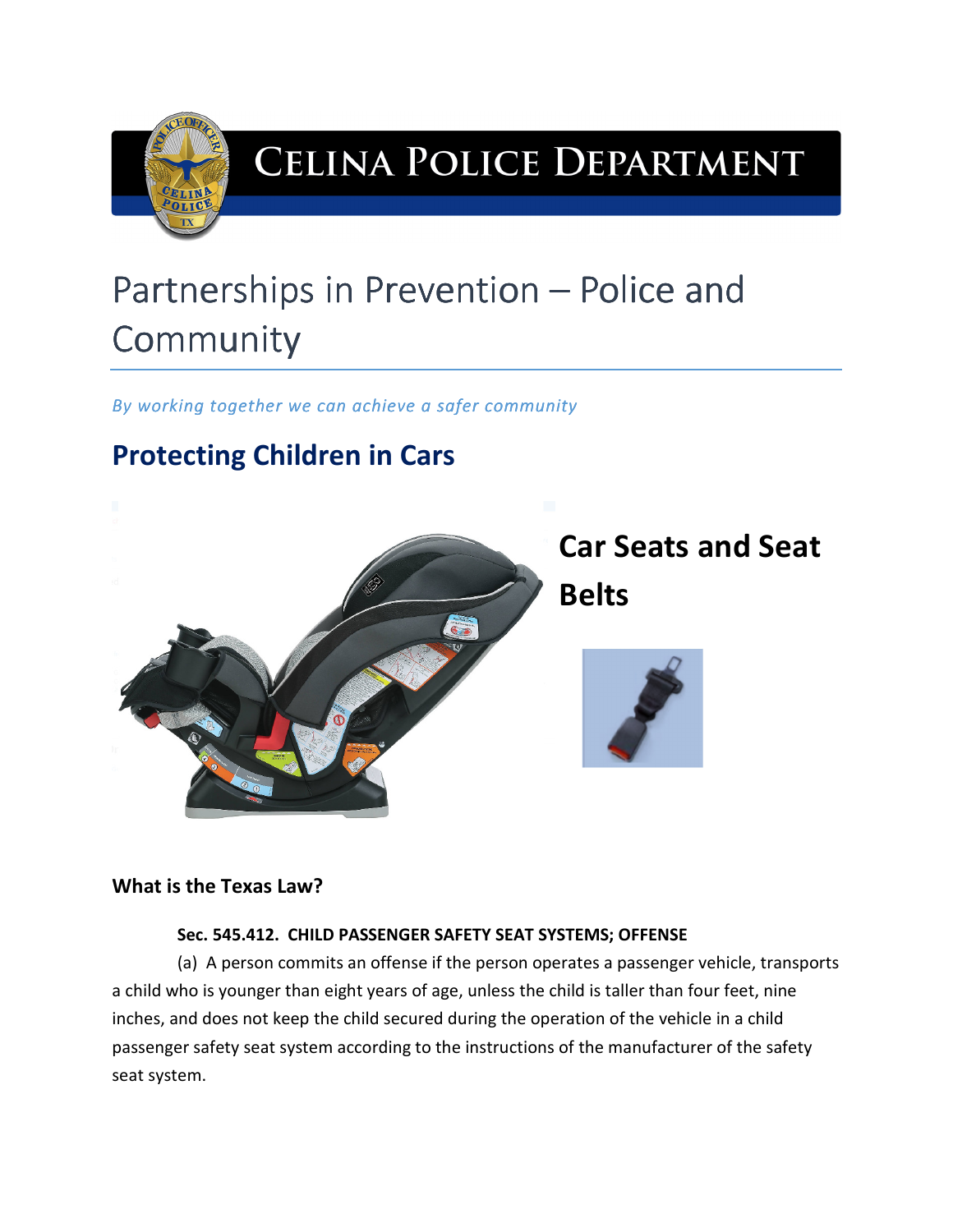# CELINA POLICE DEPARTMENT

# Partnerships in Prevention – Police and Community

*By working together we can achieve a safer community*

## Protecting Children in Cars

## Car Seats and Seat Belts

**What is the Texas Law?**

**Sec. 545.412. CHILD PASSENGER SAFETY SEAT SYSTEMS; OFFENSE**

(a) A person commits an offense if the person operates a passenger vehicle, transports a child who is younger than eight years of age, unless the child is taller than four feet, nine inches, and does not keep the child secured during the operation of the vehicle in a child passenger safety seat system according to the instructions of the manufacturer of the safety seat system.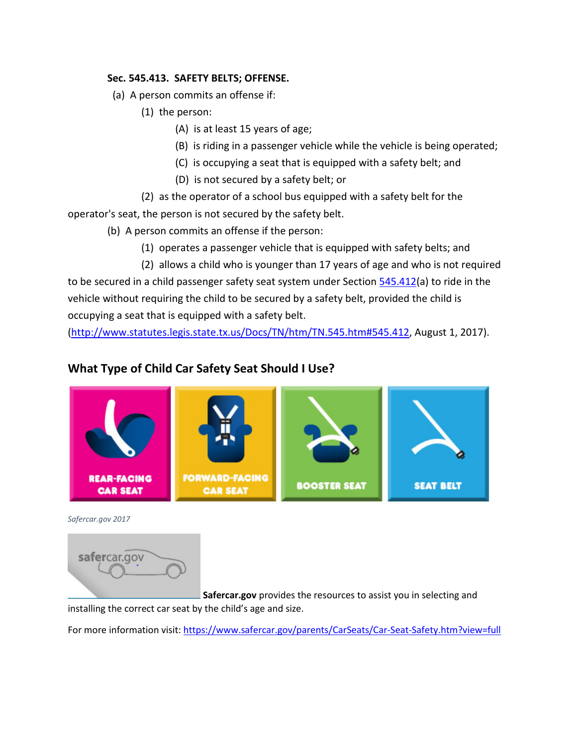**Sec. 545.413. SAFETY BELTS; OFFENSE.**

(a) A person commits an offense if:

(1) the person:

(A) is at least 15 years of age;

(B) is riding in a passenger vehicle while the vehicle is being operated;

(C) is occupying a seat that is equipped with a safety belt; and

(D) is not secured by a safety belt; or

(2) as the operator of a school bus equipped with a safety belt for the operator's seat, the person is not secured by the safety belt.

(b) A person commits an offense if the person:

(1) operates a passenger vehicle that is equipped with safety belts; and

(2) allows a child who is younger than 17 years of age and who is not required to be secured in a child passenger safety seat system under Section [545.412](http://www.statutes.legis.state.tx.us/Docs/TN/htm/TN.545.htm#545.412)(a) to ride in the vehicle without requiring the child to be secured by a safety belt, provided the child is occupying a seat that is equipped with a safety belt.

(http://www.statutes.legis.state.tx.us/Docs/TN/htm/TN.545.htm#545.412, August 1, 2017).

## What Type of Child Car Safety Seat Should I Use?

REAR-FACING CAR SEAT | FORWARD-FACING CAR SEAT | BOOSTER SEAT | SEAT BELT

*Safercar.gov 2017*

safercar.gov

**Safercar.gov** provides the resources to assist you in selecting and installing the correct car seat by the child's age and size.

For more information visit: https://www.safercar.gov/parents/CarSeats/Car-Seat-Safety.htm?view=full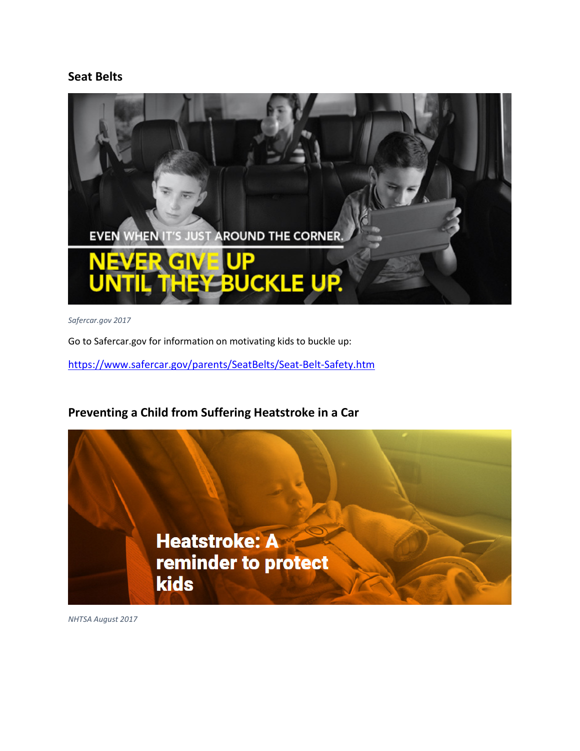## Seat Belts

*Safercar.gov 2017*

Go to Safercar.gov for information on motivating kids to buckle up:

https://www.safercar.gov/parents/SeatBelts/Seat-Belt-Safety.htm

## Preventing a Child from Suffering Heatstroke in a Car

*NHTSA August 2017*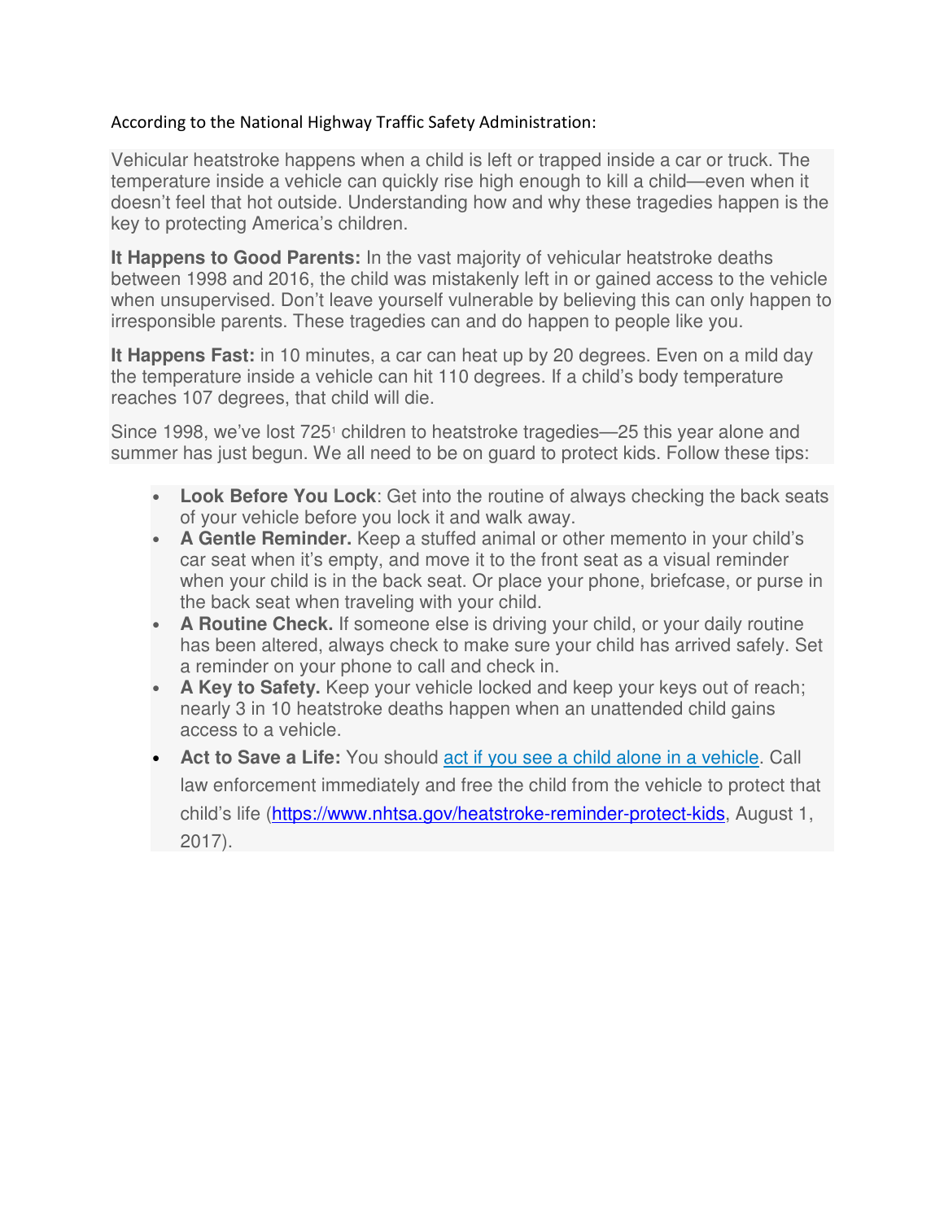According to the National Highway Traffic Safety Administration:

Vehicular heatstroke happens when a child is left or trapped inside a car or truck. The temperature inside a vehicle can quickly rise high enough to kill a child—even when it doesn't feel that hot outside. Understanding how and why these tragedies happen is the key to protecting America's children.

**It Happens to Good Parents:** In the vast majority of vehicular heatstroke deaths between 1998 and 2016, the child was mistakenly left in or gained access to the vehicle when unsupervised. Don't leave yourself vulnerable by believing this can only happen to irresponsible parents. These tragedies can and do happen to people like you.

**It Happens Fast:** in 10 minutes, a car can heat up by 20 degrees. Even on a mild day the temperature inside a vehicle can hit 110 degrees. If a child's body temperature reaches 107 degrees, that child will die.

Since 1998, we've lost 725[1] children to heatstroke tragedies—25 this year alone and summer has just begun. We all need to be on guard to protect kids. Follow these tips:

- **Look Before You Lock**: Get into the routine of always checking the back seats of your vehicle before you lock it and walk away.
- **A Gentle Reminder.** Keep a stuffed animal or other memento in your child's car seat when it's empty, and move it to the front seat as a visual reminder when your child is in the back seat. Or place your phone, briefcase, or purse in the back seat when traveling with your child.
- **A Routine Check.** If someone else is driving your child, or your daily routine has been altered, always check to make sure your child has arrived safely. Set a reminder on your phone to call and check in.
- **A Key to Safety.** Keep your vehicle locked and keep your keys out of reach; nearly 3 in 10 heatstroke deaths happen when an unattended child gains access to a vehicle.
- **Act to Save a Life:** You should act if you see a child alone in a vehicle. Call law enforcement immediately and free the child from the vehicle to protect that child's life (https://www.nhtsa.gov/heatstroke-reminder-protect-kids, August 1, 2017).